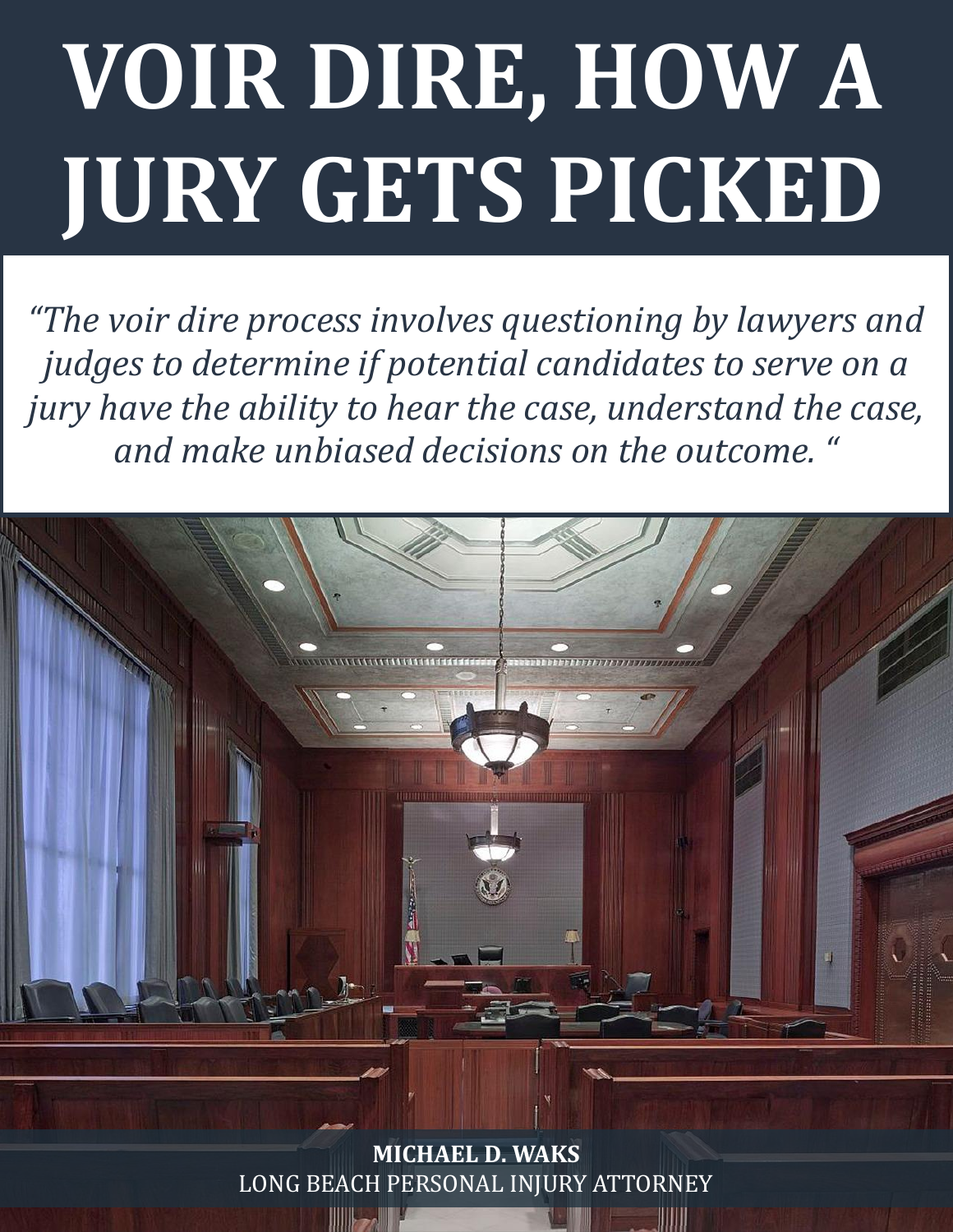# VOIR DIRE, HOW A JURY GETS PICKED

*"The voir dire process involves questioning by lawyers and judges to determine if potential candidates to serve on a jury have the ability to hear the case, understand the case, and make unbiased decisions on the outcome. "*

**MICHAEL D. WAKS**

LONG BEACH PERSONAL INJURY ATTORNEY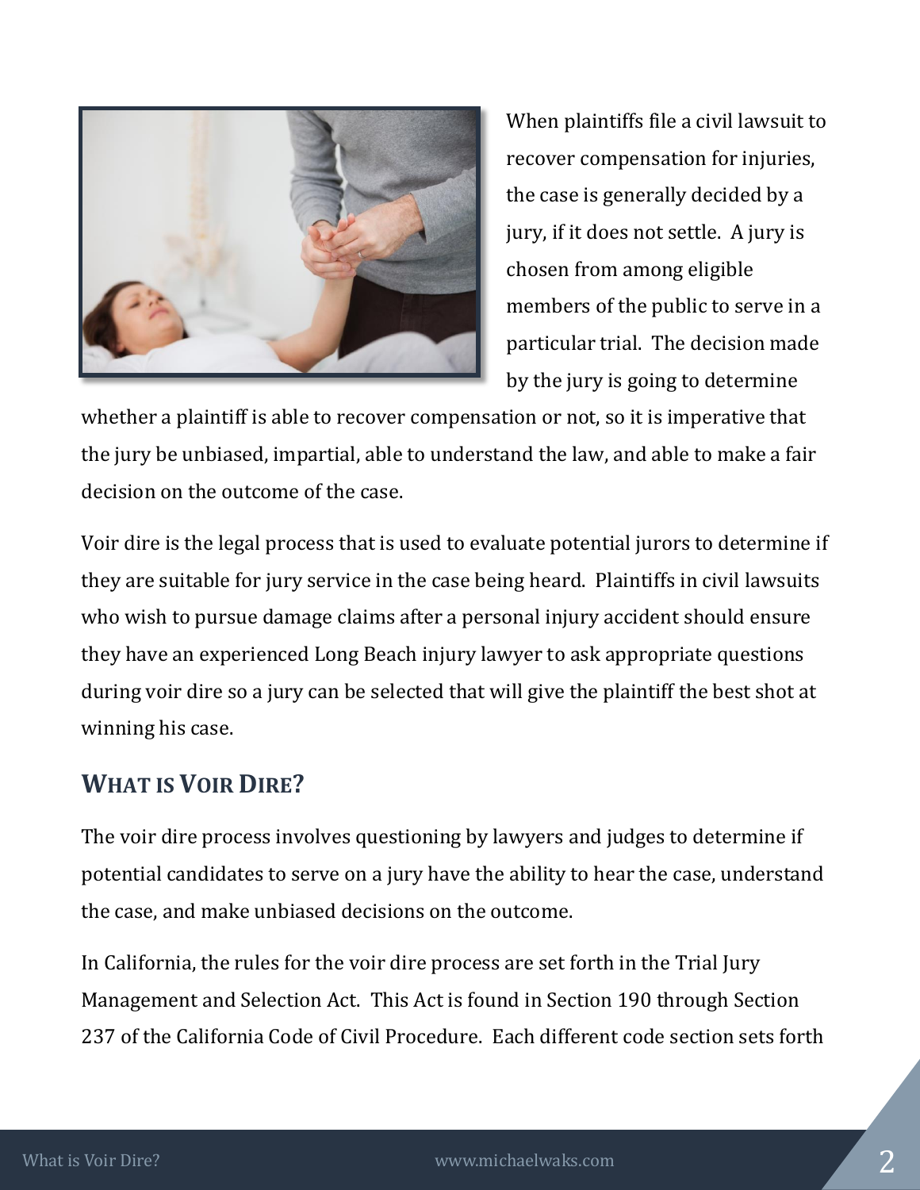When plaintiffs file a civil lawsuit to recover compensation for injuries, the case is generally decided by a jury, if it does not settle. A jury is chosen from among eligible members of the public to serve in a particular trial. The decision made by the jury is going to determine whether a plaintiff is able to recover compensation or not, so it is imperative that the jury be unbiased, impartial, able to understand the law, and able to make a fair decision on the outcome of the case.

Voir dire is the legal process that is used to evaluate potential jurors to determine if they are suitable for jury service in the case being heard. Plaintiffs in civil lawsuits who wish to pursue damage claims after a personal injury accident should ensure they have an experienced Long Beach injury lawyer to ask appropriate questions during voir dire so a jury can be selected that will give the plaintiff the best shot at winning his case.

## What is Voir Dire?

The voir dire process involves questioning by lawyers and judges to determine if potential candidates to serve on a jury have the ability to hear the case, understand the case, and make unbiased decisions on the outcome.

In California, the rules for the voir dire process are set forth in the Trial Jury Management and Selection Act. This Act is found in Section 190 through Section 237 of the California Code of Civil Procedure. Each different code section sets forth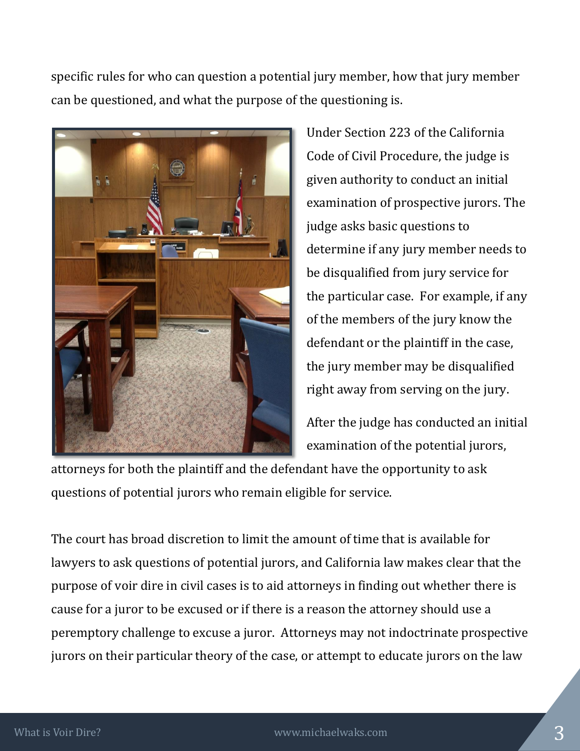specific rules for who can question a potential jury member, how that jury member can be questioned, and what the purpose of the questioning is.

Under Section 223 of the California Code of Civil Procedure, the judge is given authority to conduct an initial examination of prospective jurors. The judge asks basic questions to determine if any jury member needs to be disqualified from jury service for the particular case. For example, if any of the members of the jury know the defendant or the plaintiff in the case, the jury member may be disqualified right away from serving on the jury.

After the judge has conducted an initial examination of the potential jurors, attorneys for both the plaintiff and the defendant have the opportunity to ask questions of potential jurors who remain eligible for service.

The court has broad discretion to limit the amount of time that is available for lawyers to ask questions of potential jurors, and California law makes clear that the purpose of voir dire in civil cases is to aid attorneys in finding out whether there is cause for a juror to be excused or if there is a reason the attorney should use a peremptory challenge to excuse a juror. Attorneys may not indoctrinate prospective jurors on their particular theory of the case, or attempt to educate jurors on the law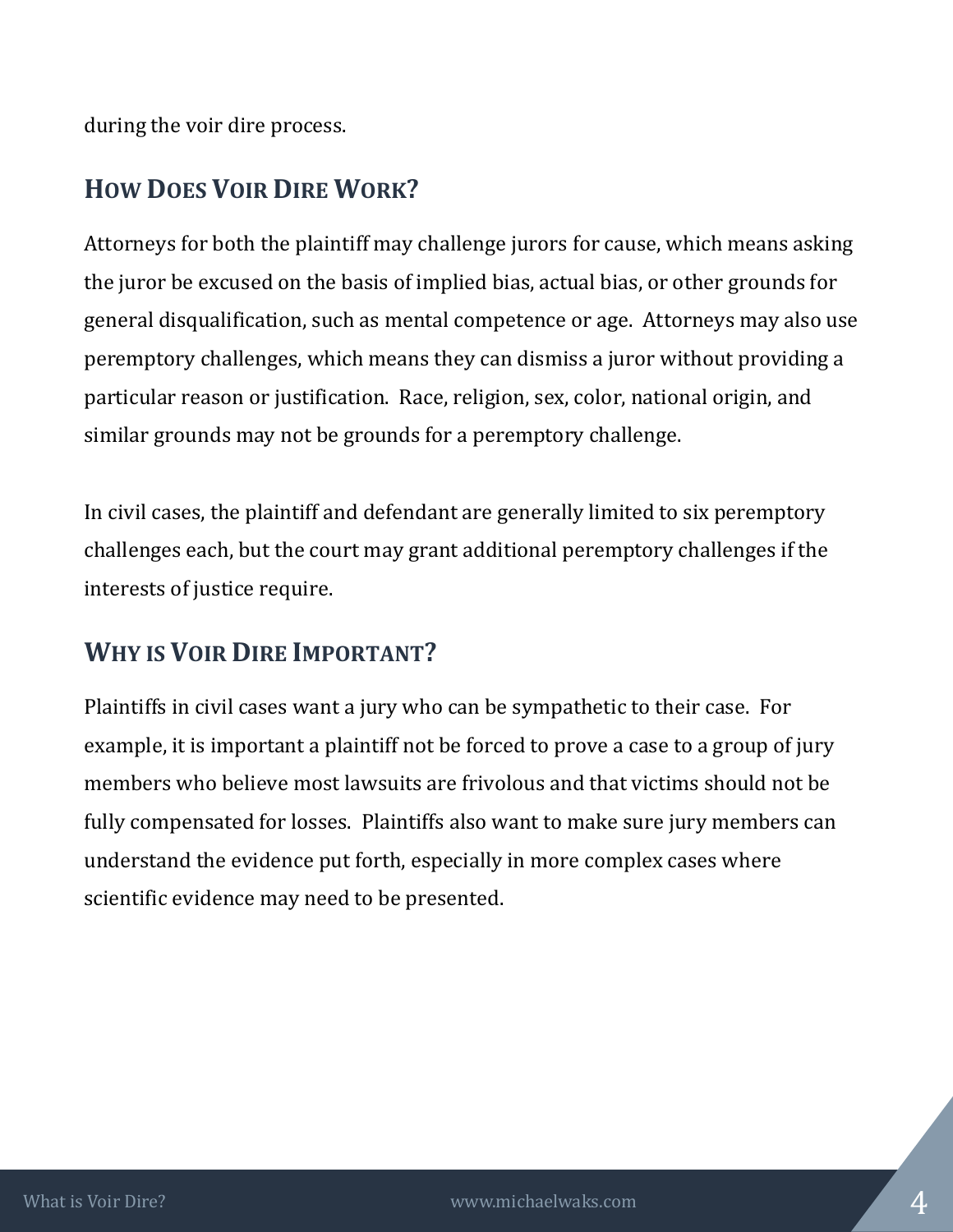during the voir dire process.

## How Does Voir Dire Work?

Attorneys for both the plaintiff may challenge jurors for cause, which means asking the juror be excused on the basis of implied bias, actual bias, or other grounds for general disqualification, such as mental competence or age. Attorneys may also use peremptory challenges, which means they can dismiss a juror without providing a particular reason or justification. Race, religion, sex, color, national origin, and similar grounds may not be grounds for a peremptory challenge.

In civil cases, the plaintiff and defendant are generally limited to six peremptory challenges each, but the court may grant additional peremptory challenges if the interests of justice require.

## Why is Voir Dire Important?

Plaintiffs in civil cases want a jury who can be sympathetic to their case. For example, it is important a plaintiff not be forced to prove a case to a group of jury members who believe most lawsuits are frivolous and that victims should not be fully compensated for losses. Plaintiffs also want to make sure jury members can understand the evidence put forth, especially in more complex cases where scientific evidence may need to be presented.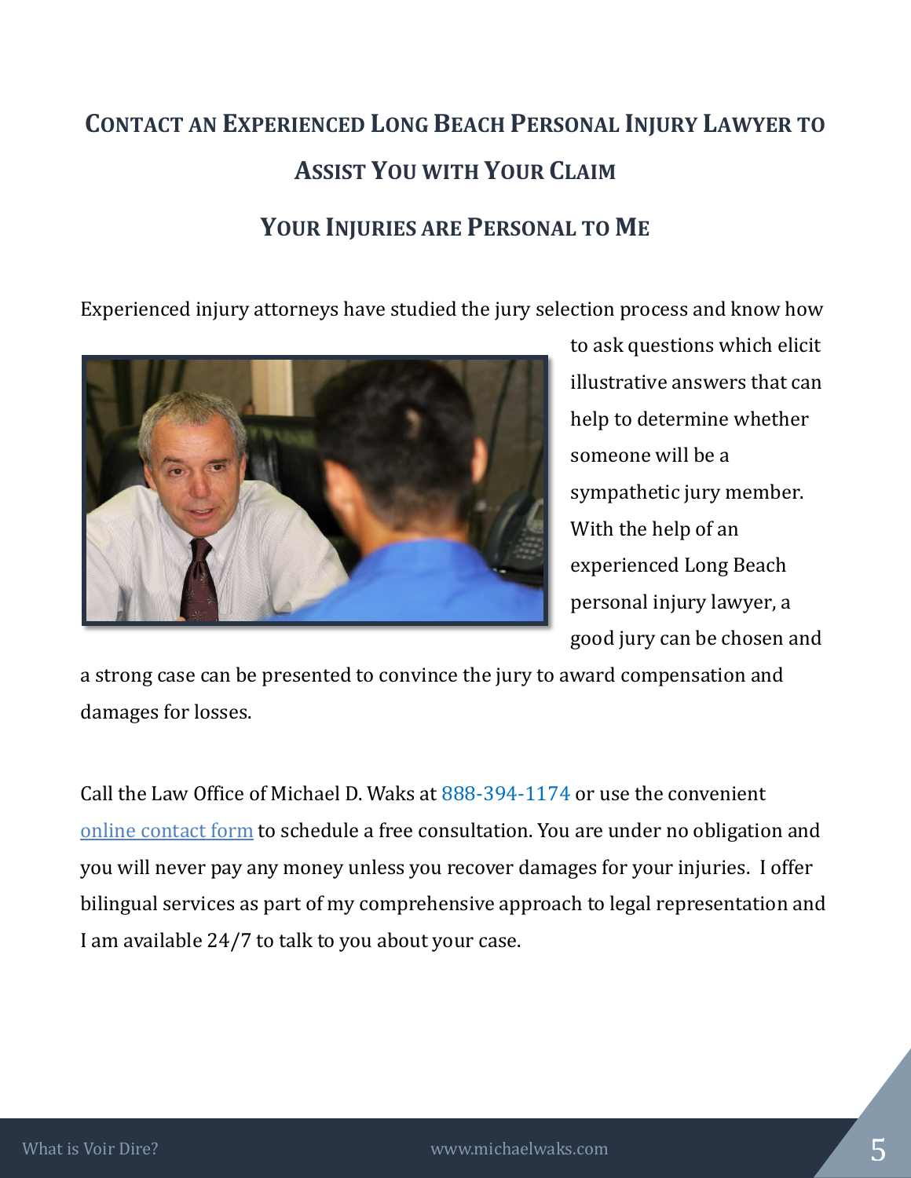## Contact an Experienced Long Beach Personal Injury Lawyer to Assist You with Your Claim

### Your Injuries are Personal to Me

Experienced injury attorneys have studied the jury selection process and know how to ask questions which elicit illustrative answers that can help to determine whether someone will be a sympathetic jury member. With the help of an experienced Long Beach personal injury lawyer, a good jury can be chosen and a strong case can be presented to convince the jury to award compensation and damages for losses.

Call the Law Office of Michael D. Waks at 888-394-1174 or use the convenient online contact form to schedule a free consultation. You are under no obligation and you will never pay any money unless you recover damages for your injuries. I offer bilingual services as part of my comprehensive approach to legal representation and I am available 24/7 to talk to you about your case.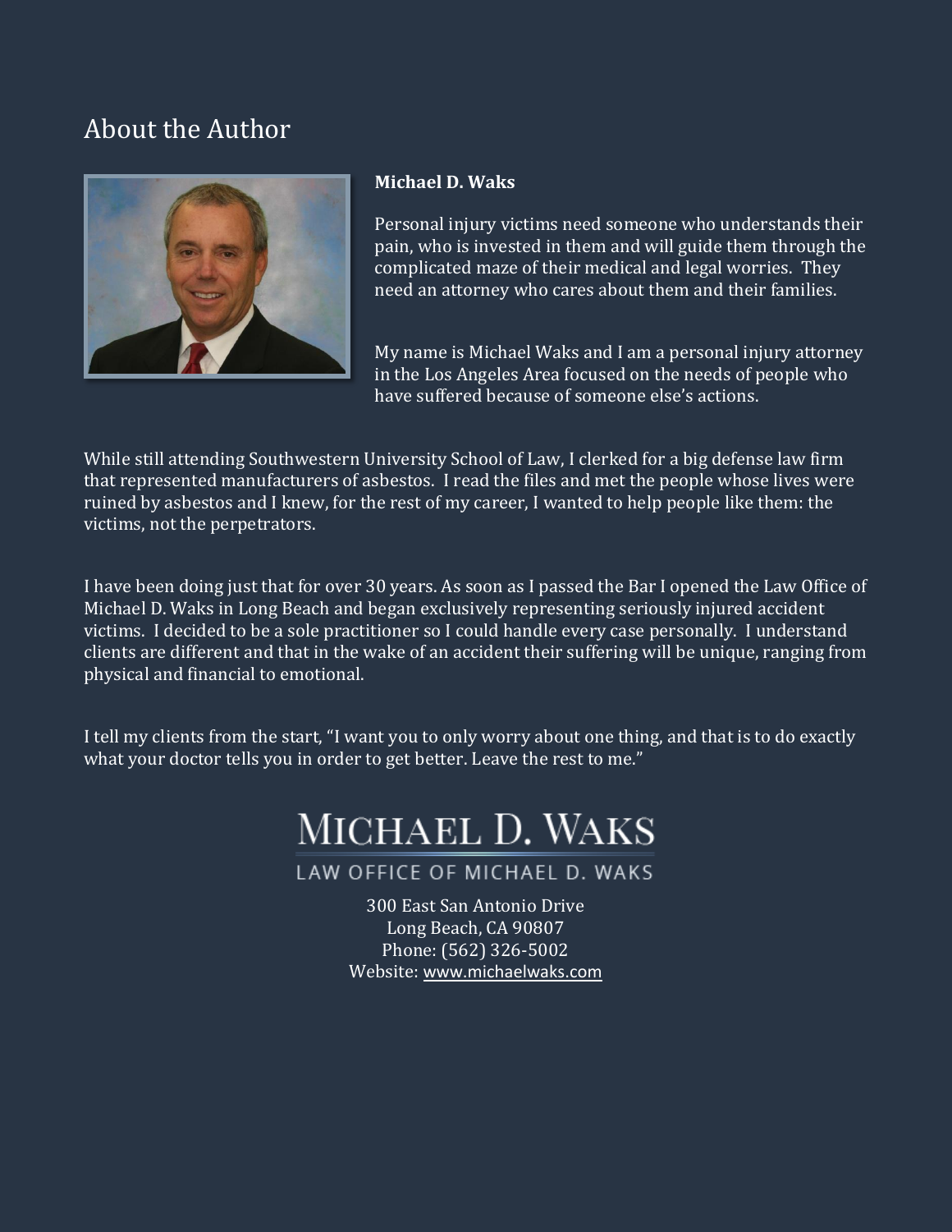## About the Author

**Michael D. Waks**

Personal injury victims need someone who understands their pain, who is invested in them and will guide them through the complicated maze of their medical and legal worries. They need an attorney who cares about them and their families.

My name is Michael Waks and I am a personal injury attorney in the Los Angeles Area focused on the needs of people who have suffered because of someone else's actions.

While still attending Southwestern University School of Law, I clerked for a big defense law firm that represented manufacturers of asbestos. I read the files and met the people whose lives were ruined by asbestos and I knew, for the rest of my career, I wanted to help people like them: the victims, not the perpetrators.

I have been doing just that for over 30 years. As soon as I passed the Bar I opened the Law Office of Michael D. Waks in Long Beach and began exclusively representing seriously injured accident victims. I decided to be a sole practitioner so I could handle every case personally. I understand clients are different and that in the wake of an accident their suffering will be unique, ranging from physical and financial to emotional.

I tell my clients from the start, "I want you to only worry about one thing, and that is to do exactly what your doctor tells you in order to get better. Leave the rest to me."

MICHAEL D. WAKS

LAW OFFICE OF MICHAEL D. WAKS

300 East San Antonio Drive
Long Beach, CA 90807
Phone: (562) 326-5002
Website: www.michaelwaks.com